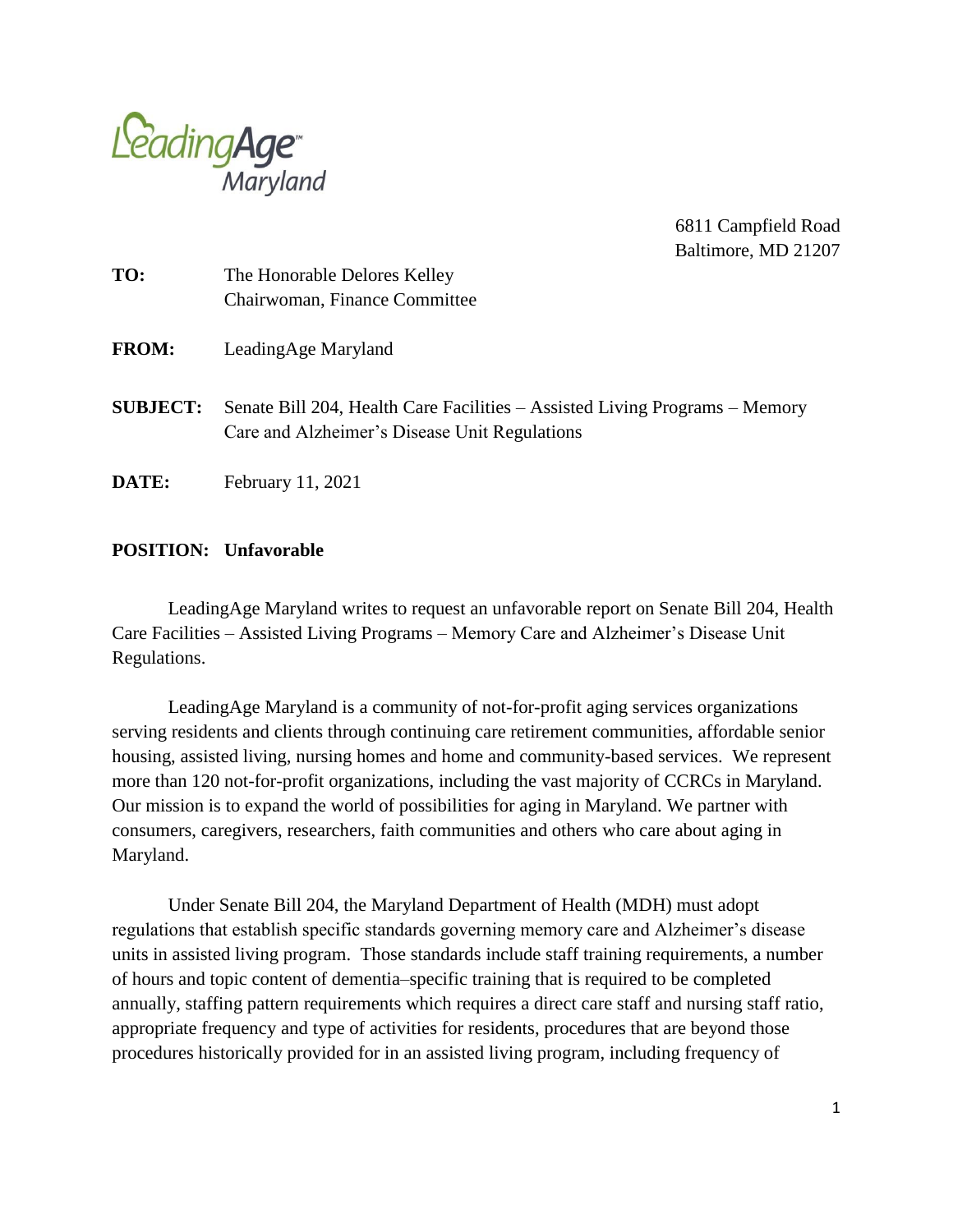LeadingAge Maryland

6811 Campfield Road
Baltimore, MD 21207

**TO:** The Honorable Delores Kelley
Chairwoman, Finance Committee

**FROM:** LeadingAge Maryland

**SUBJECT:** Senate Bill 204, Health Care Facilities – Assisted Living Programs – Memory Care and Alzheimer's Disease Unit Regulations

**DATE:** February 11, 2021

**POSITION: Unfavorable**

LeadingAge Maryland writes to request an unfavorable report on Senate Bill 204, Health Care Facilities – Assisted Living Programs – Memory Care and Alzheimer's Disease Unit Regulations.

LeadingAge Maryland is a community of not-for-profit aging services organizations serving residents and clients through continuing care retirement communities, affordable senior housing, assisted living, nursing homes and home and community-based services. We represent more than 120 not-for-profit organizations, including the vast majority of CCRCs in Maryland. Our mission is to expand the world of possibilities for aging in Maryland. We partner with consumers, caregivers, researchers, faith communities and others who care about aging in Maryland.

Under Senate Bill 204, the Maryland Department of Health (MDH) must adopt regulations that establish specific standards governing memory care and Alzheimer's disease units in assisted living program. Those standards include staff training requirements, a number of hours and topic content of dementia–specific training that is required to be completed annually, staffing pattern requirements which requires a direct care staff and nursing staff ratio, appropriate frequency and type of activities for residents, procedures that are beyond those procedures historically provided for in an assisted living program, including frequency of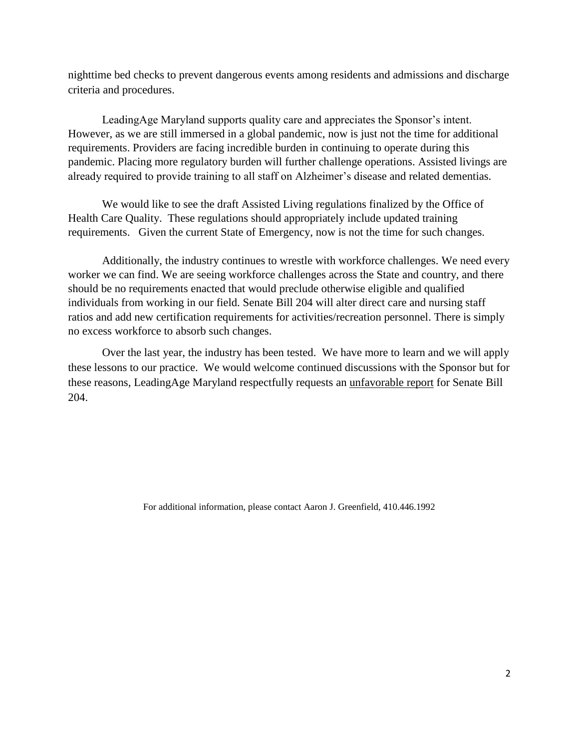nighttime bed checks to prevent dangerous events among residents and admissions and discharge criteria and procedures.

LeadingAge Maryland supports quality care and appreciates the Sponsor's intent. However, as we are still immersed in a global pandemic, now is just not the time for additional requirements. Providers are facing incredible burden in continuing to operate during this pandemic. Placing more regulatory burden will further challenge operations. Assisted livings are already required to provide training to all staff on Alzheimer's disease and related dementias.

We would like to see the draft Assisted Living regulations finalized by the Office of Health Care Quality. These regulations should appropriately include updated training requirements. Given the current State of Emergency, now is not the time for such changes.

Additionally, the industry continues to wrestle with workforce challenges. We need every worker we can find. We are seeing workforce challenges across the State and country, and there should be no requirements enacted that would preclude otherwise eligible and qualified individuals from working in our field. Senate Bill 204 will alter direct care and nursing staff ratios and add new certification requirements for activities/recreation personnel. There is simply no excess workforce to absorb such changes.

Over the last year, the industry has been tested. We have more to learn and we will apply these lessons to our practice. We would welcome continued discussions with the Sponsor but for these reasons, LeadingAge Maryland respectfully requests an unfavorable report for Senate Bill 204.

For additional information, please contact Aaron J. Greenfield, 410.446.1992